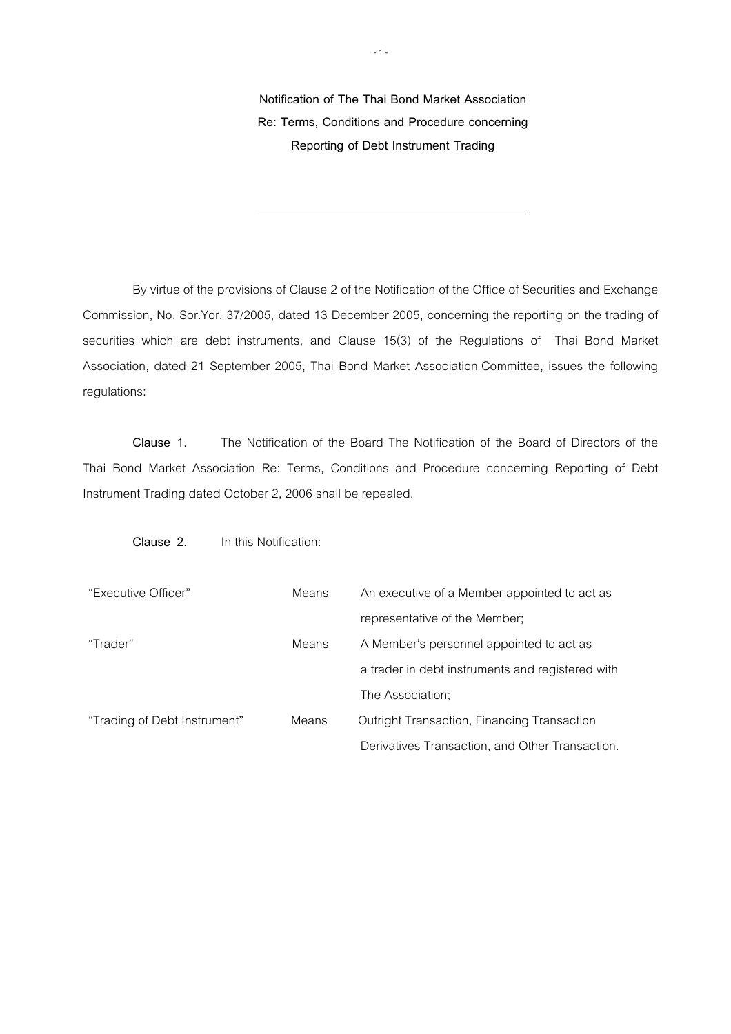**Notification of The Thai Bond Market Association**
**Re: Terms, Conditions and Procedure concerning**
**Reporting of Debt Instrument Trading**

---

By virtue of the provisions of Clause 2 of the Notification of the Office of Securities and Exchange Commission, No. Sor.Yor. 37/2005, dated 13 December 2005, concerning the reporting on the trading of securities which are debt instruments, and Clause 15(3) of the Regulations of Thai Bond Market Association, dated 21 September 2005, Thai Bond Market Association Committee, issues the following regulations:

**Clause 1.** The Notification of the Board The Notification of the Board of Directors of the Thai Bond Market Association Re: Terms, Conditions and Procedure concerning Reporting of Debt Instrument Trading dated October 2, 2006 shall be repealed.

**Clause 2.** In this Notification:

| | | |
|---|---|---|
| "Executive Officer" | Means | An executive of a Member appointed to act as representative of the Member; |
| "Trader" | Means | A Member's personnel appointed to act as a trader in debt instruments and registered with The Association; |
| "Trading of Debt Instrument" | Means | Outright Transaction, Financing Transaction Derivatives Transaction, and Other Transaction. |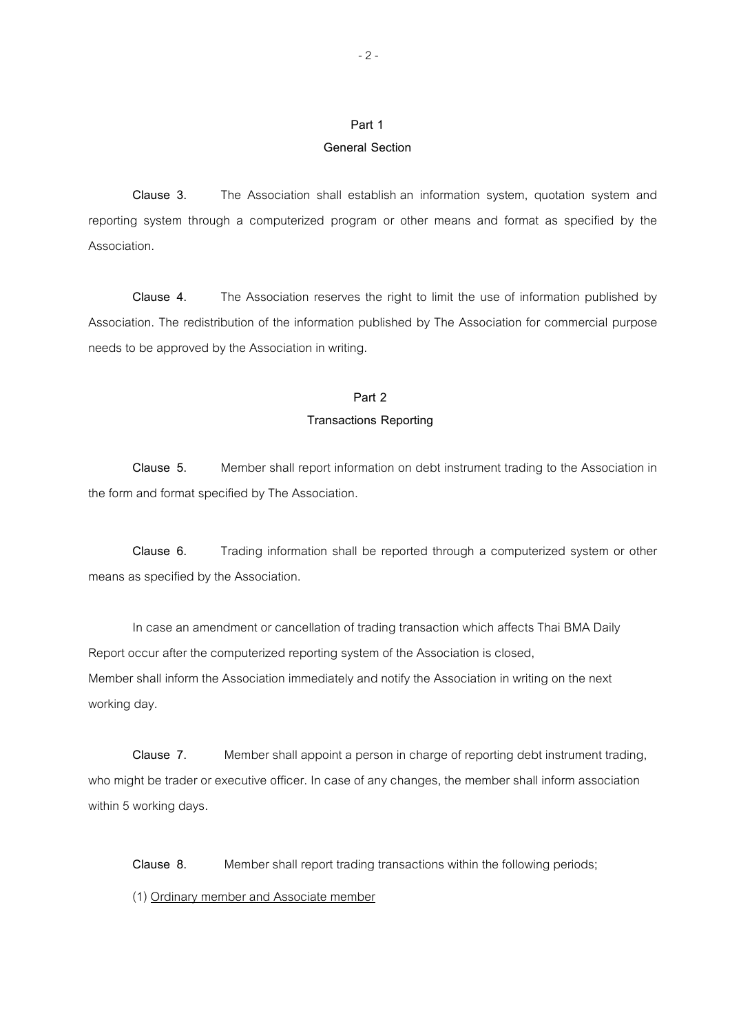## Part 1
## General Section

**Clause 3.** The Association shall establish an information system, quotation system and reporting system through a computerized program or other means and format as specified by the Association.

**Clause 4.** The Association reserves the right to limit the use of information published by Association. The redistribution of the information published by The Association for commercial purpose needs to be approved by the Association in writing.

## Part 2
## Transactions Reporting

**Clause 5.** Member shall report information on debt instrument trading to the Association in the form and format specified by The Association.

**Clause 6.** Trading information shall be reported through a computerized system or other means as specified by the Association.

In case an amendment or cancellation of trading transaction which affects Thai BMA Daily Report occur after the computerized reporting system of the Association is closed, Member shall inform the Association immediately and notify the Association in writing on the next working day.

**Clause 7.** Member shall appoint a person in charge of reporting debt instrument trading, who might be trader or executive officer. In case of any changes, the member shall inform association within 5 working days.

**Clause 8.** Member shall report trading transactions within the following periods;

(1) <u>Ordinary member and Associate member</u>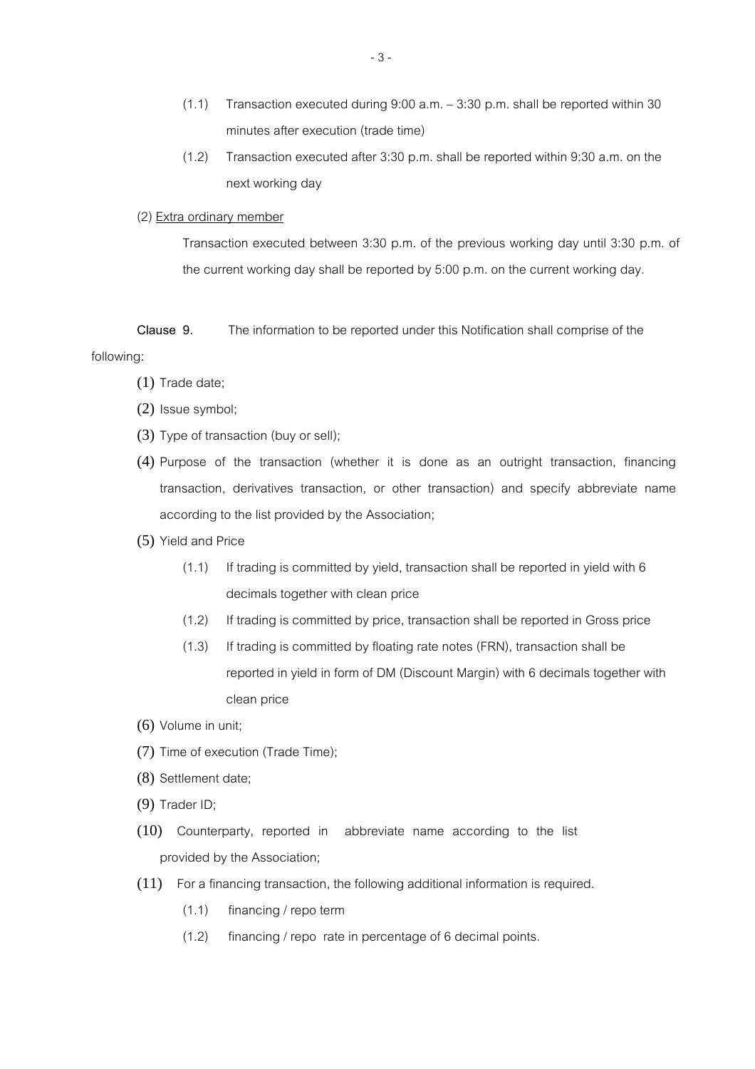(1.1) Transaction executed during 9:00 a.m. – 3:30 p.m. shall be reported within 30 minutes after execution (trade time)

(1.2) Transaction executed after 3:30 p.m. shall be reported within 9:30 a.m. on the next working day

(2) <u>Extra ordinary member</u>

Transaction executed between 3:30 p.m. of the previous working day until 3:30 p.m. of the current working day shall be reported by 5:00 p.m. on the current working day.

**Clause 9.** The information to be reported under this Notification shall comprise of the following:

(1) Trade date;

(2) Issue symbol;

(3) Type of transaction (buy or sell);

(4) Purpose of the transaction (whether it is done as an outright transaction, financing transaction, derivatives transaction, or other transaction) and specify abbreviate name according to the list provided by the Association;

(5) Yield and Price

(1.1) If trading is committed by yield, transaction shall be reported in yield with 6 decimals together with clean price

(1.2) If trading is committed by price, transaction shall be reported in Gross price

(1.3) If trading is committed by floating rate notes (FRN), transaction shall be reported in yield in form of DM (Discount Margin) with 6 decimals together with clean price

(6) Volume in unit;

(7) Time of execution (Trade Time);

(8) Settlement date;

(9) Trader ID;

(10) Counterparty, reported in abbreviate name according to the list provided by the Association;

(11) For a financing transaction, the following additional information is required.

(1.1) financing / repo term

(1.2) financing / repo rate in percentage of 6 decimal points.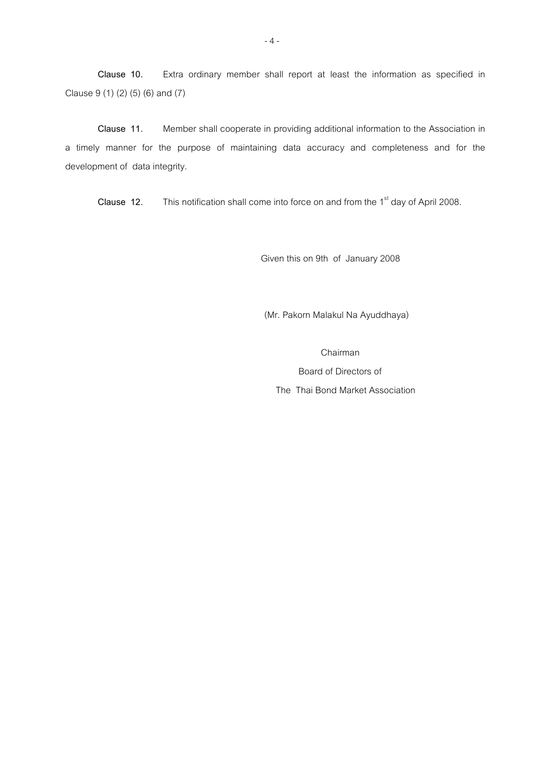**Clause 10.** Extra ordinary member shall report at least the information as specified in Clause 9 (1) (2) (5) (6) and (7)

**Clause 11.** Member shall cooperate in providing additional information to the Association in a timely manner for the purpose of maintaining data accuracy and completeness and for the development of data integrity.

**Clause 12.** This notification shall come into force on and from the 1st day of April 2008.

Given this on 9th of January 2008

(Mr. Pakorn Malakul Na Ayuddhaya)

Chairman

Board of Directors of

The Thai Bond Market Association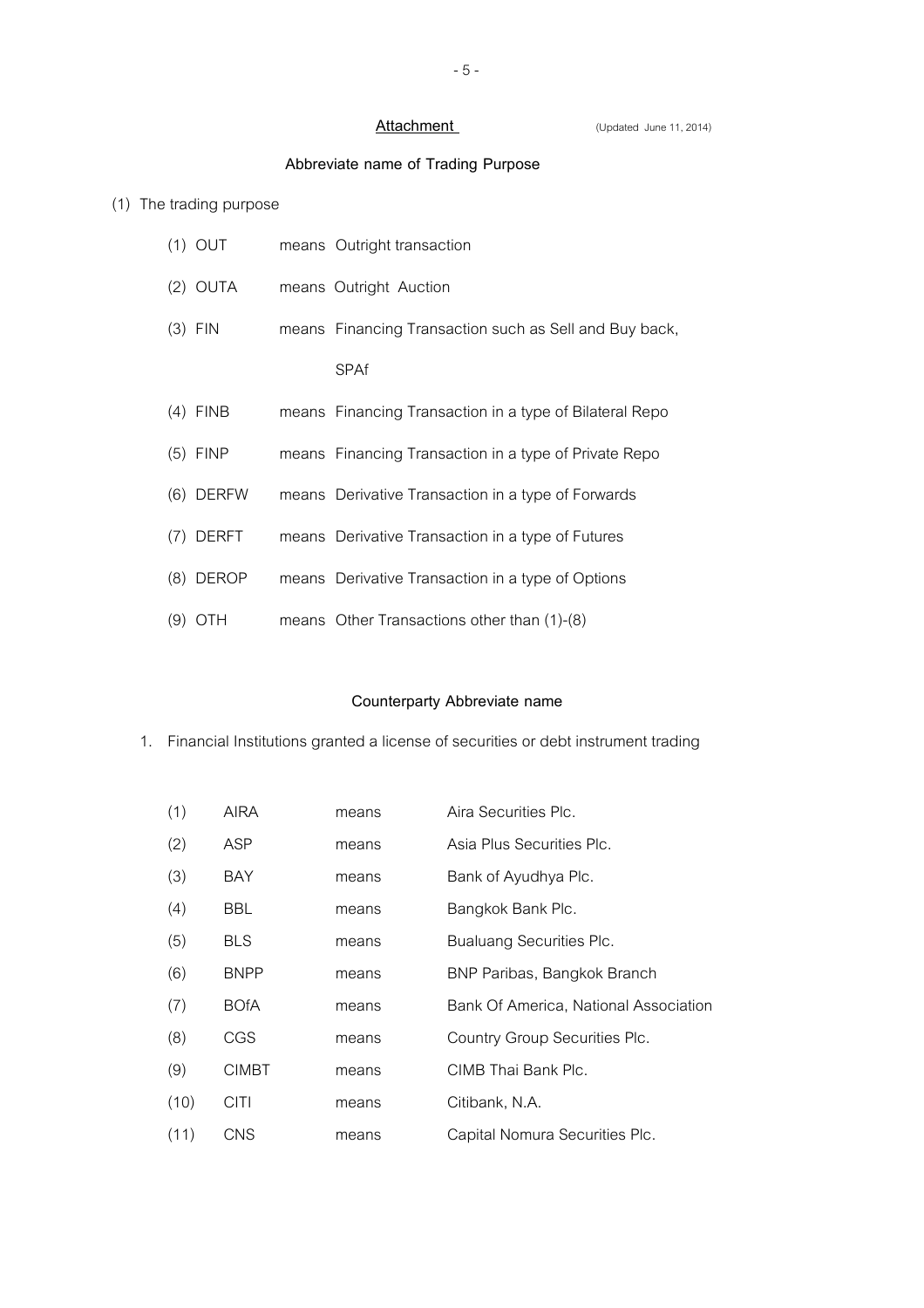**Attachment** (Updated June 11, 2014)

## Abbreviate name of Trading Purpose

(1) The trading purpose

(1) OUT means Outright transaction

(2) OUTA means Outright Auction

(3) FIN means Financing Transaction such as Sell and Buy back, SPAf

(4) FINB means Financing Transaction in a type of Bilateral Repo

(5) FINP means Financing Transaction in a type of Private Repo

(6) DERFW means Derivative Transaction in a type of Forwards

(7) DERFT means Derivative Transaction in a type of Futures

(8) DEROP means Derivative Transaction in a type of Options

(9) OTH means Other Transactions other than (1)-(8)

## Counterparty Abbreviate name

1. Financial Institutions granted a license of securities or debt instrument trading

| | | | |
|---|---|---|---|
| (1) | AIRA | means | Aira Securities Plc. |
| (2) | ASP | means | Asia Plus Securities Plc. |
| (3) | BAY | means | Bank of Ayudhya Plc. |
| (4) | BBL | means | Bangkok Bank Plc. |
| (5) | BLS | means | Bualuang Securities Plc. |
| (6) | BNPP | means | BNP Paribas, Bangkok Branch |
| (7) | BOfA | means | Bank Of America, National Association |
| (8) | CGS | means | Country Group Securities Plc. |
| (9) | CIMBT | means | CIMB Thai Bank Plc. |
| (10) | CITI | means | Citibank, N.A. |
| (11) | CNS | means | Capital Nomura Securities Plc. |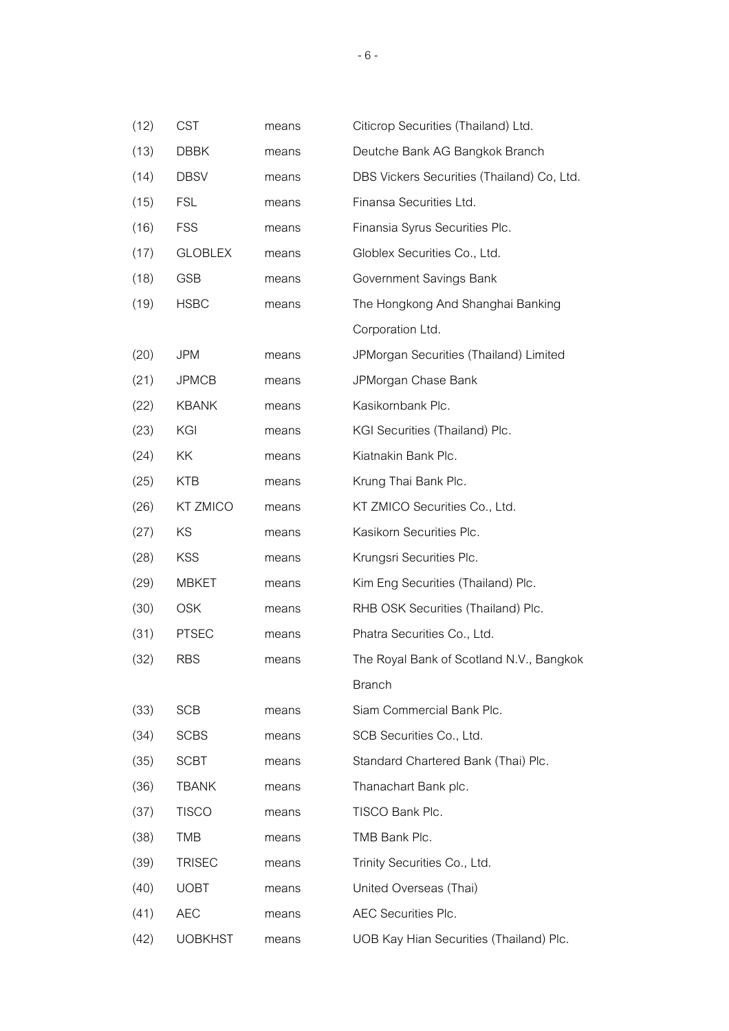| (12) | CST | means | Citicrop Securities (Thailand) Ltd. |
|---|---|---|---|
| (13) | DBBK | means | Deutche Bank AG Bangkok Branch |
| (14) | DBSV | means | DBS Vickers Securities (Thailand) Co, Ltd. |
| (15) | FSL | means | Finansa Securities Ltd. |
| (16) | FSS | means | Finansia Syrus Securities Plc. |
| (17) | GLOBLEX | means | Globlex Securities Co., Ltd. |
| (18) | GSB | means | Government Savings Bank |
| (19) | HSBC | means | The Hongkong And Shanghai Banking Corporation Ltd. |
| (20) | JPM | means | JPMorgan Securities (Thailand) Limited |
| (21) | JPMCB | means | JPMorgan Chase Bank |
| (22) | KBANK | means | Kasikornbank Plc. |
| (23) | KGI | means | KGI Securities (Thailand) Plc. |
| (24) | KK | means | Kiatnakin Bank Plc. |
| (25) | KTB | means | Krung Thai Bank Plc. |
| (26) | KT ZMICO | means | KT ZMICO Securities Co., Ltd. |
| (27) | KS | means | Kasikorn Securities Plc. |
| (28) | KSS | means | Krungsri Securities Plc. |
| (29) | MBKET | means | Kim Eng Securities (Thailand) Plc. |
| (30) | OSK | means | RHB OSK Securities (Thailand) Plc. |
| (31) | PTSEC | means | Phatra Securities Co., Ltd. |
| (32) | RBS | means | The Royal Bank of Scotland N.V., Bangkok Branch |
| (33) | SCB | means | Siam Commercial Bank Plc. |
| (34) | SCBS | means | SCB Securities Co., Ltd. |
| (35) | SCBT | means | Standard Chartered Bank (Thai) Plc. |
| (36) | TBANK | means | Thanachart Bank plc. |
| (37) | TISCO | means | TISCO Bank Plc. |
| (38) | TMB | means | TMB Bank Plc. |
| (39) | TRISEC | means | Trinity Securities Co., Ltd. |
| (40) | UOBT | means | United Overseas (Thai) |
| (41) | AEC | means | AEC Securities Plc. |
| (42) | UOBKHST | means | UOB Kay Hian Securities (Thailand) Plc. |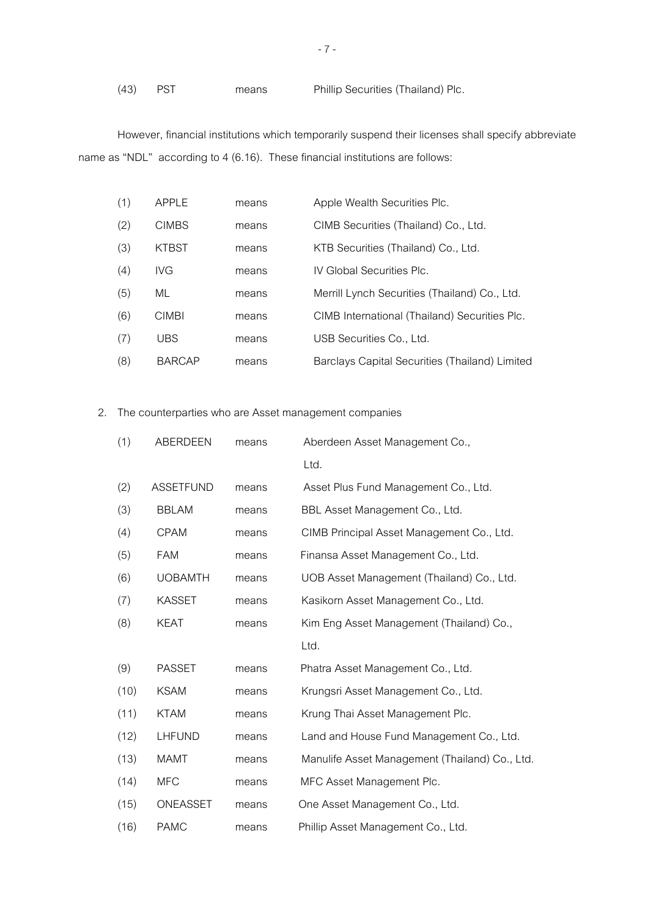(43) PST means Phillip Securities (Thailand) Plc.

However, financial institutions which temporarily suspend their licenses shall specify abbreviate name as "NDL" according to 4 (6.16). These financial institutions are follows:

(1) APPLE means Apple Wealth Securities Plc.

(2) CIMBS means CIMB Securities (Thailand) Co., Ltd.

(3) KTBST means KTB Securities (Thailand) Co., Ltd.

(4) IVG means IV Global Securities Plc.

(5) ML means Merrill Lynch Securities (Thailand) Co., Ltd.

(6) CIMBI means CIMB International (Thailand) Securities Plc.

(7) UBS means USB Securities Co., Ltd.

(8) BARCAP means Barclays Capital Securities (Thailand) Limited

2. The counterparties who are Asset management companies

(1) ABERDEEN means Aberdeen Asset Management Co., Ltd.

(2) ASSETFUND means Asset Plus Fund Management Co., Ltd.

(3) BBLAM means BBL Asset Management Co., Ltd.

(4) CPAM means CIMB Principal Asset Management Co., Ltd.

(5) FAM means Finansa Asset Management Co., Ltd.

(6) UOBAMTH means UOB Asset Management (Thailand) Co., Ltd.

(7) KASSET means Kasikorn Asset Management Co., Ltd.

(8) KEAT means Kim Eng Asset Management (Thailand) Co., Ltd.

(9) PASSET means Phatra Asset Management Co., Ltd.

(10) KSAM means Krungsri Asset Management Co., Ltd.

(11) KTAM means Krung Thai Asset Management Plc.

(12) LHFUND means Land and House Fund Management Co., Ltd.

(13) MAMT means Manulife Asset Management (Thailand) Co., Ltd.

(14) MFC means MFC Asset Management Plc.

(15) ONEASSET means One Asset Management Co., Ltd.

(16) PAMC means Phillip Asset Management Co., Ltd.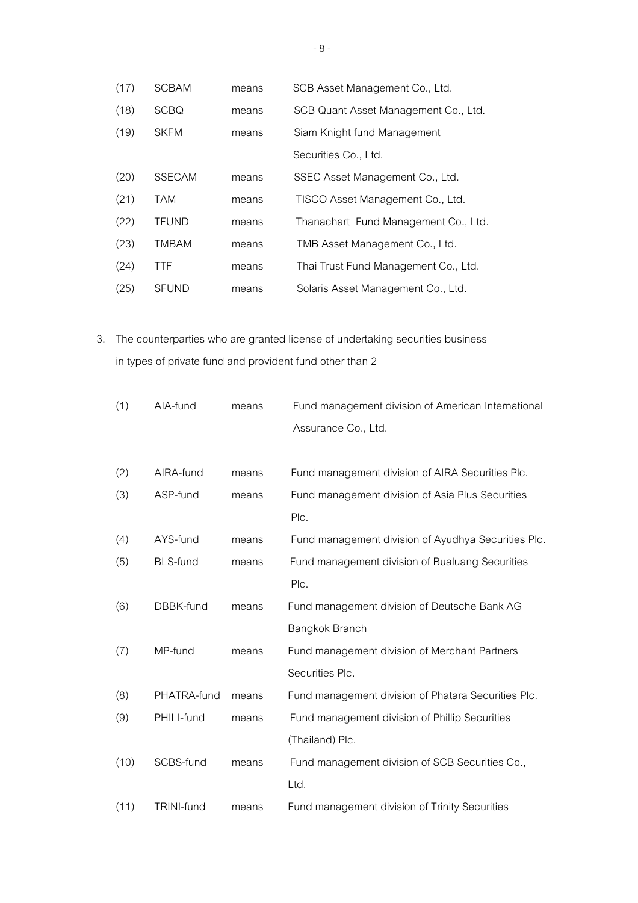| | | | |
|---|---|---|---|
| (17) | SCBAM | means | SCB Asset Management Co., Ltd. |
| (18) | SCBQ | means | SCB Quant Asset Management Co., Ltd. |
| (19) | SKFM | means | Siam Knight fund Management Securities Co., Ltd. |
| (20) | SSECAM | means | SSEC Asset Management Co., Ltd. |
| (21) | TAM | means | TISCO Asset Management Co., Ltd. |
| (22) | TFUND | means | Thanachart Fund Management Co., Ltd. |
| (23) | TMBAM | means | TMB Asset Management Co., Ltd. |
| (24) | TTF | means | Thai Trust Fund Management Co., Ltd. |
| (25) | SFUND | means | Solaris Asset Management Co., Ltd. |

3. The counterparties who are granted license of undertaking securities business in types of private fund and provident fund other than 2

| | | | |
|---|---|---|---|
| (1) | AIA-fund | means | Fund management division of American International Assurance Co., Ltd. |
| (2) | AIRA-fund | means | Fund management division of AIRA Securities Plc. |
| (3) | ASP-fund | means | Fund management division of Asia Plus Securities Plc. |
| (4) | AYS-fund | means | Fund management division of Ayudhya Securities Plc. |
| (5) | BLS-fund | means | Fund management division of Bualuang Securities Plc. |
| (6) | DBBK-fund | means | Fund management division of Deutsche Bank AG Bangkok Branch |
| (7) | MP-fund | means | Fund management division of Merchant Partners Securities Plc. |
| (8) | PHATRA-fund | means | Fund management division of Phatara Securities Plc. |
| (9) | PHILI-fund | means | Fund management division of Phillip Securities (Thailand) Plc. |
| (10) | SCBS-fund | means | Fund management division of SCB Securities Co., Ltd. |
| (11) | TRINI-fund | means | Fund management division of Trinity Securities |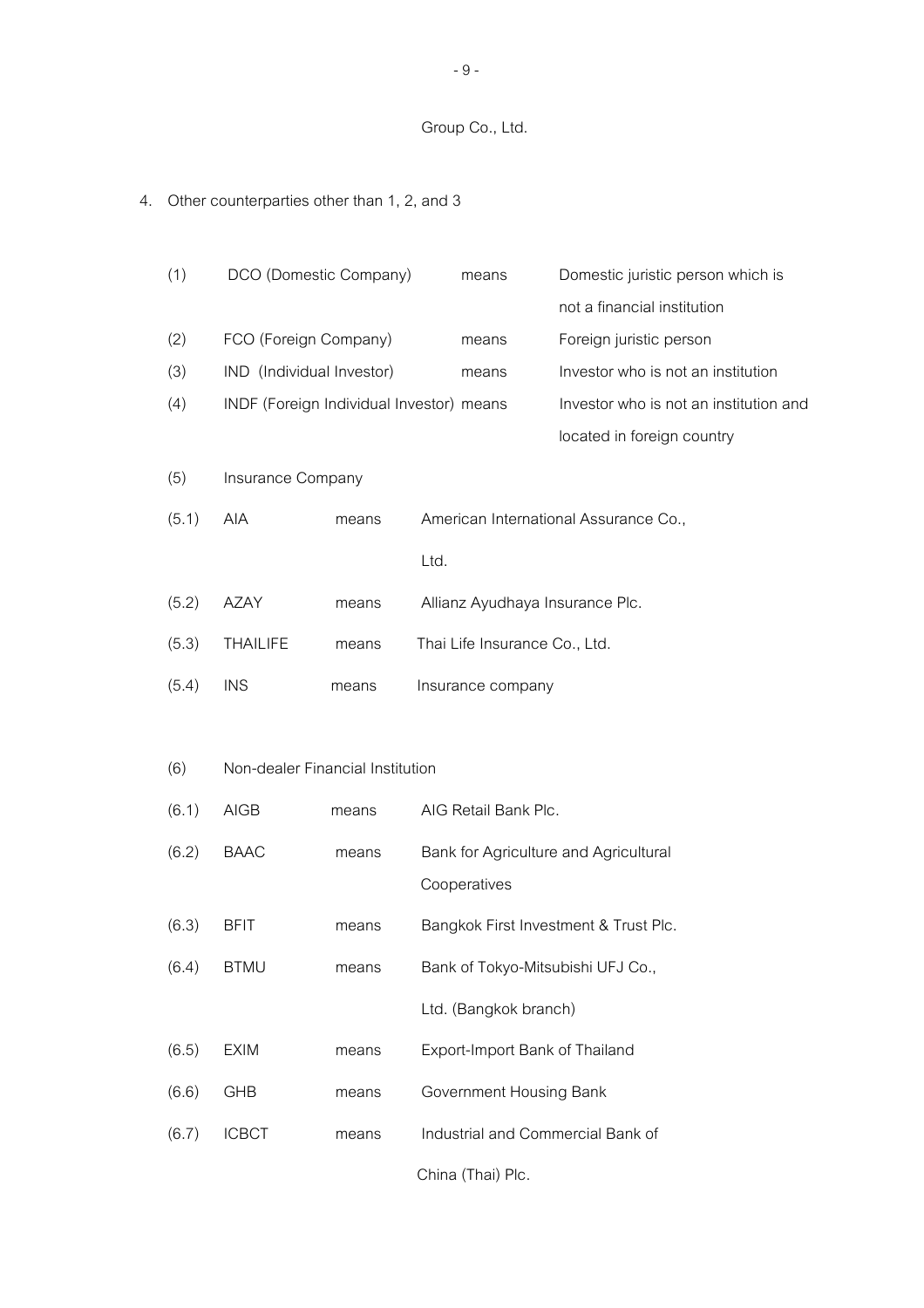Group Co., Ltd.

4. Other counterparties other than 1, 2, and 3

(1) DCO (Domestic Company) means Domestic juristic person which is not a financial institution

(2) FCO (Foreign Company) means Foreign juristic person

(3) IND (Individual Investor) means Investor who is not an institution

(4) INDF (Foreign Individual Investor) means Investor who is not an institution and located in foreign country

(5) Insurance Company

(5.1) AIA means American International Assurance Co., Ltd.

(5.2) AZAY means Allianz Ayudhaya Insurance Plc.

(5.3) THAILIFE means Thai Life Insurance Co., Ltd.

(5.4) INS means Insurance company

(6) Non-dealer Financial Institution

(6.1) AIGB means AIG Retail Bank Plc.

(6.2) BAAC means Bank for Agriculture and Agricultural Cooperatives

(6.3) BFIT means Bangkok First Investment & Trust Plc.

(6.4) BTMU means Bank of Tokyo-Mitsubishi UFJ Co., Ltd. (Bangkok branch)

(6.5) EXIM means Export-Import Bank of Thailand

(6.6) GHB means Government Housing Bank

(6.7) ICBCT means Industrial and Commercial Bank of China (Thai) Plc.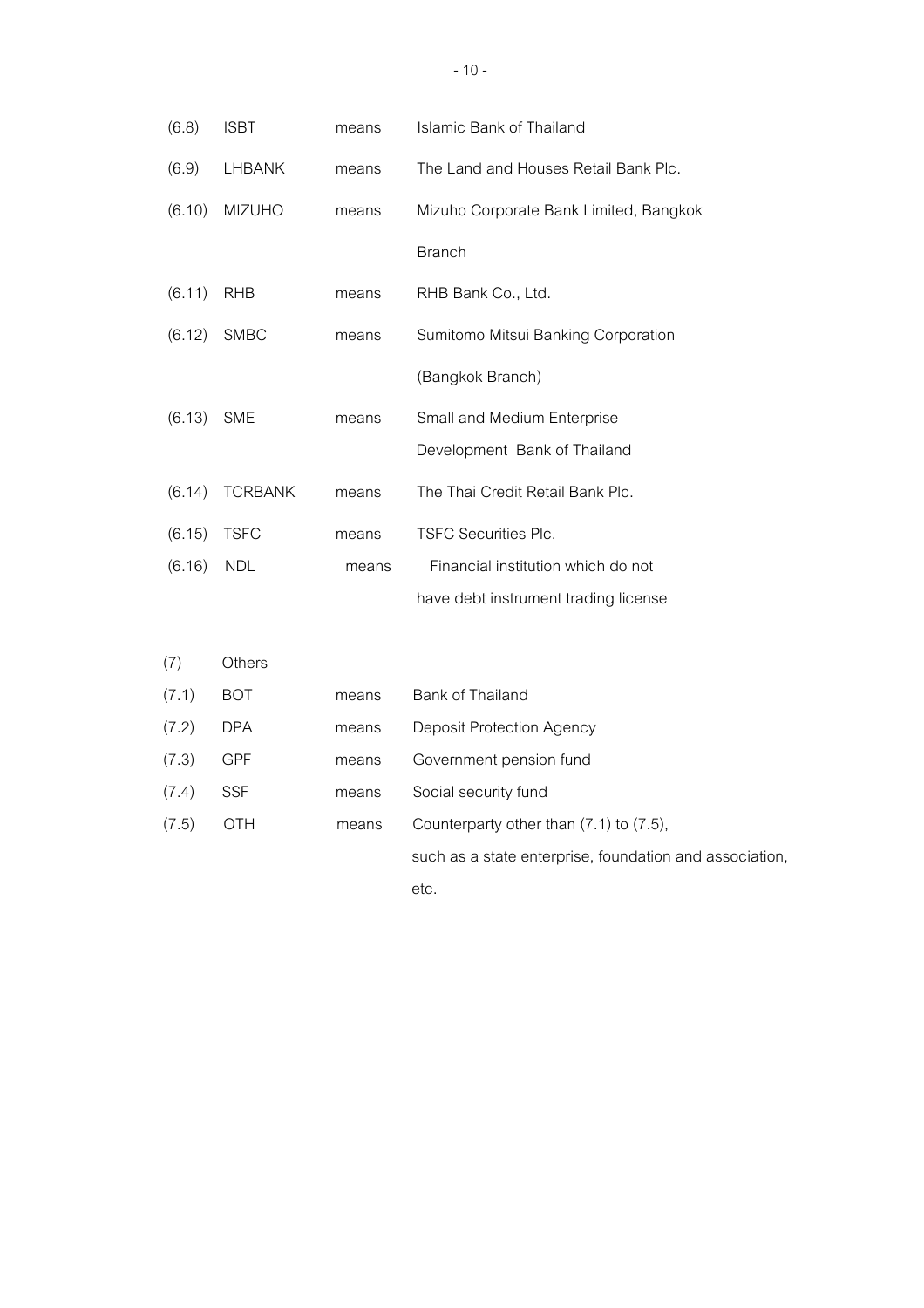(6.8) ISBT means Islamic Bank of Thailand

(6.9) LHBANK means The Land and Houses Retail Bank Plc.

(6.10) MIZUHO means Mizuho Corporate Bank Limited, Bangkok Branch

(6.11) RHB means RHB Bank Co., Ltd.

(6.12) SMBC means Sumitomo Mitsui Banking Corporation (Bangkok Branch)

(6.13) SME means Small and Medium Enterprise Development Bank of Thailand

(6.14) TCRBANK means The Thai Credit Retail Bank Plc.

(6.15) TSFC means TSFC Securities Plc.

(6.16) NDL means Financial institution which do not have debt instrument trading license

(7) Others

(7.1) BOT means Bank of Thailand

(7.2) DPA means Deposit Protection Agency

(7.3) GPF means Government pension fund

(7.4) SSF means Social security fund

(7.5) OTH means Counterparty other than (7.1) to (7.5), such as a state enterprise, foundation and association, etc.